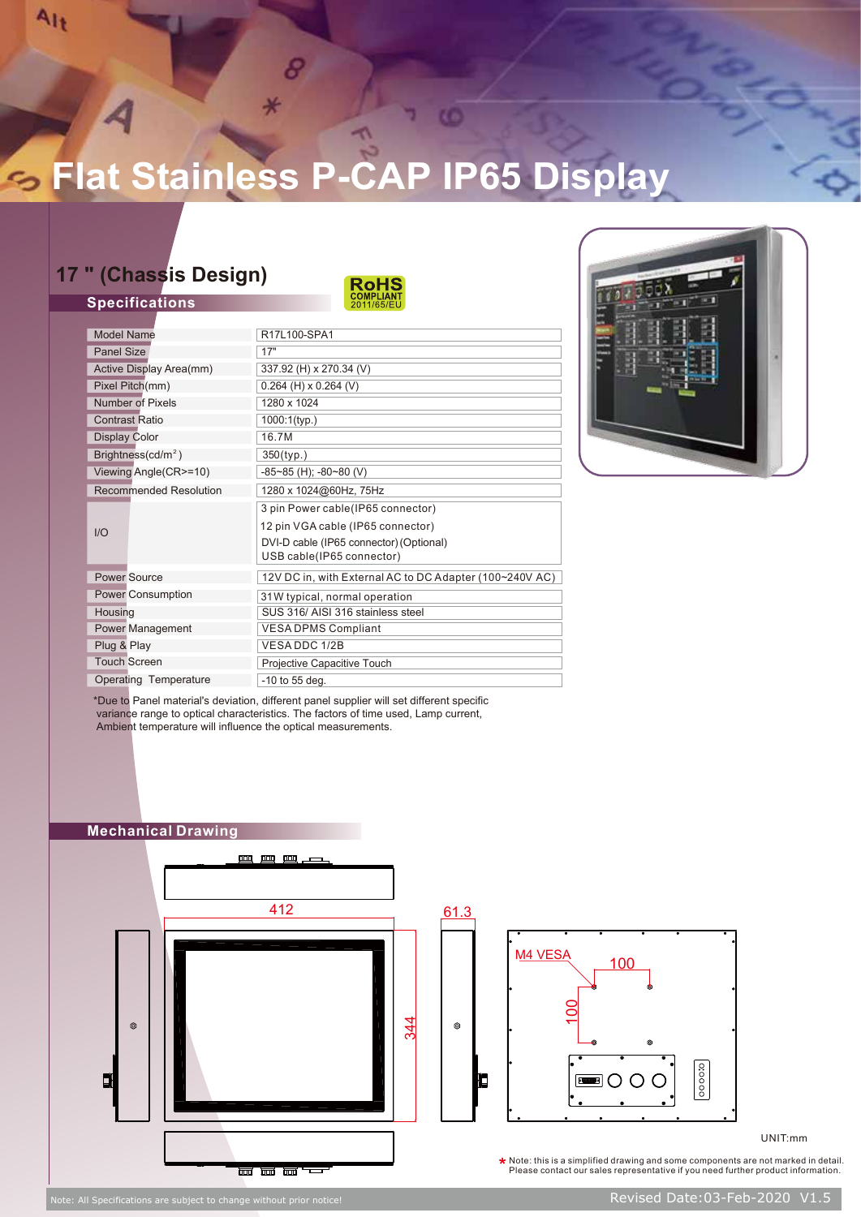# Flat Stainless P-CAP IP65 Display

## 17 " (Chassis Design)

RoHS COMPLIANT 2011/65/EU

### Specifications

| | |
|---|---|
| Model Name | R17L100-SPA1 |
| Panel Size | 17" |
| Active Display Area(mm) | 337.92 (H) x 270.34 (V) |
| Pixel Pitch(mm) | 0.264 (H) x 0.264 (V) |
| Number of Pixels | 1280 x 1024 |
| Contrast Ratio | 1000:1(typ.) |
| Display Color | 16.7M |
| Brightness(cd/m²) | 350(typ.) |
| Viewing Angle(CR>=10) | -85~85 (H); -80~80 (V) |
| Recommended Resolution | 1280 x 1024@60Hz, 75Hz |
| I/O | 3 pin Power cable(IP65 connector)<br>12 pin VGA cable (IP65 connector)<br>DVI-D cable (IP65 connector)(Optional)<br>USB cable(IP65 connector) |
| Power Source | 12V DC in, with External AC to DC Adapter (100~240V AC) |
| Power Consumption | 31W typical, normal operation |
| Housing | SUS 316/ AISI 316 stainless steel |
| Power Management | VESA DPMS Compliant |
| Plug & Play | VESA DDC 1/2B |
| Touch Screen | Projective Capacitive Touch |
| Operating Temperature | -10 to 55 deg. |

*Due to Panel material's deviation, different panel supplier will set different specific variance range to optical characteristics. The factors of time used, Lamp current, Ambient temperature will influence the optical measurements.

### Mechanical Drawing

412

344

61.3

M4 VESA

100

100

UNIT:mm

* Note: this is a simplified drawing and some components are not marked in detail. Please contact our sales representative if you need further product information.

Note: All Specifications are subject to change without prior notice!

Revised Date:03-Feb-2020 V1.5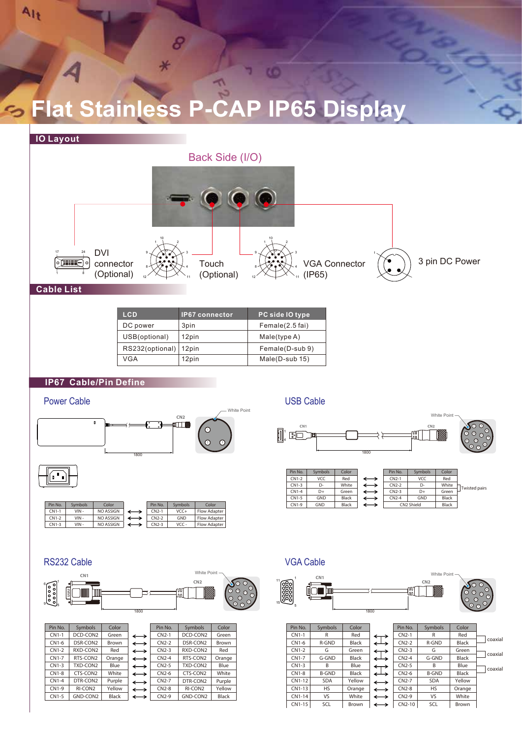# Flat Stainless P-CAP IP65 Display

## IO Layout

Back Side (I/O)

DVI connector (Optional)

Touch (Optional)

VGA Connector (IP65)

3 pin DC Power

## Cable List

| LCD | IP67 connector | PC side IO type |
|---|---|---|
| DC power | 3pin | Female(2.5 fai) |
| USB(optional) | 12pin | Male(type A) |
| RS232(optional) | 12pin | Female(D-sub 9) |
| VGA | 12pin | Male(D-sub 15) |

## IP67 Cable/Pin Define

### Power Cable

White Point

CN2

1800

| Pin No. | Symbols | Color | | Pin No. | Symbols | Color |
|---|---|---|---|---|---|---|
| CN1-1 | VIN - | NO ASSIGN | ⟷ | CN2-1 | VCC+ | Flow Adapter |
| CN1-2 | VIN - | NO ASSIGN | ⟷ | CN2-2 | GND | Flow Adapter |
| CN1-3 | VIN - | NO ASSIGN | ⟷ | CN2-3 | VCC - | Flow Adapter |

### USB Cable

White Point

CN1

CN2

1800

| Pin No. | Symbols | Color | | Pin No. | Symbols | Color | |
|---|---|---|---|---|---|---|---|
| CN1-2 | VCC | Red | ⟷ | CN2-1 | VCC | Red | |
| CN1-3 | D- | White | ⟷ | CN2-2 | D- | White | Twisted pairs |
| CN1-4 | D+ | Green | ⟷ | CN2-3 | D+ | Green | Twisted pairs |
| CN1-5 | GND | Black | ⟷ | CN2-4 | GND | Black | |
| CN1-9 | GND | Black | ⟷ | CN2 Shield | | Black | |

### RS232 Cable

White Point

CN1

CN2

1800

| Pin No. | Symbols | Color | | Pin No. | Symbols | Color |
|---|---|---|---|---|---|---|
| CN1-1 | DCD-CON2 | Green | ⟷ | CN2-1 | DCD-CON2 | Green |
| CN1-6 | DSR-CON2 | Brown | ⟷ | CN2-2 | DSR-CON2 | Brown |
| CN1-2 | RXD-CON2 | Red | ⟷ | CN2-3 | RXD-CON2 | Red |
| CN1-7 | RTS-CON2 | Orange | ⟷ | CN2-4 | RTS-CON2 | Orange |
| CN1-3 | TXD-CON2 | Blue | ⟷ | CN2-5 | TXD-CON2 | Blue |
| CN1-8 | CTS-CON2 | White | ⟷ | CN2-6 | CTS-CON2 | White |
| CN1-4 | DTR-CON2 | Purple | ⟷ | CN2-7 | DTR-CON2 | Purple |
| CN1-9 | RI-CON2 | Yellow | ⟷ | CN2-8 | RI-CON2 | Yellow |
| CN1-5 | GND-CON2 | Black | ⟷ | CN2-9 | GND-CON2 | Black |

### VGA Cable

White Point

CN1

CN2

1800

| Pin No. | Symbols | Color | | Pin No. | Symbols | Color | |
|---|---|---|---|---|---|---|---|
| CN1-1 | R | Red | ⟷ | CN2-1 | R | Red | coaxial |
| CN1-6 | R-GND | Black | ⟷ | CN2-2 | R-GND | Black | coaxial |
| CN1-2 | G | Green | ⟷ | CN2-3 | G | Green | coaxial |
| CN1-7 | G-GND | Black | ⟷ | CN2-4 | G-GND | Black | coaxial |
| CN1-3 | B | Blue | ⟷ | CN2-5 | B | Blue | coaxial |
| CN1-8 | B-GND | Black | ⟷ | CN2-6 | B-GND | Black | coaxial |
| CN1-12 | SDA | Yellow | ⟷ | CN2-7 | SDA | Yellow | |
| CN1-13 | HS | Orange | ⟷ | CN2-8 | HS | Orange | |
| CN1-14 | VS | White | ⟷ | CN2-9 | VS | White | |
| CN1-15 | SCL | Brown | ⟷ | CN2-10 | SCL | Brown | |